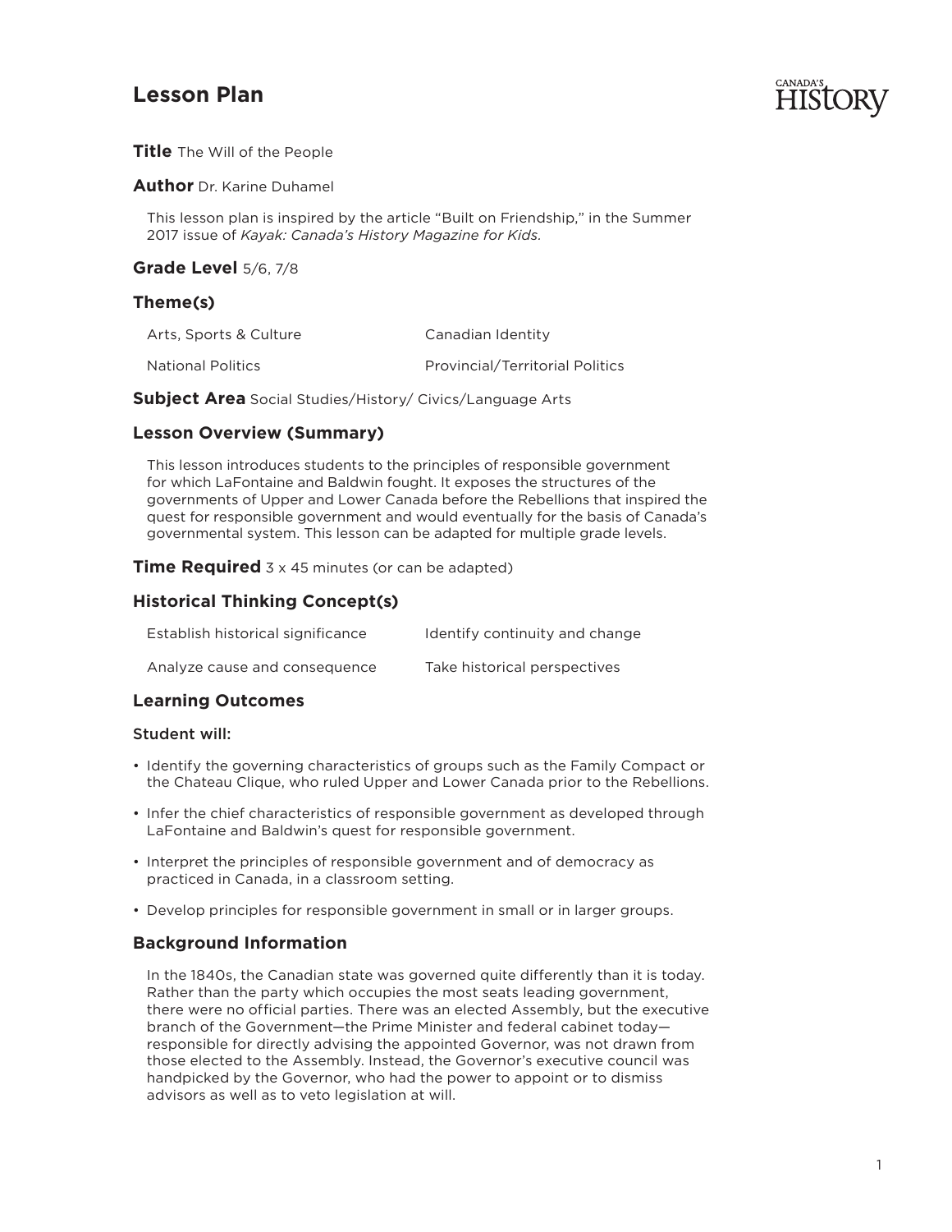# Lesson Plan

**Title** The Will of the People

**Author** Dr. Karine Duhamel

This lesson plan is inspired by the article "Built on Friendship," in the Summer 2017 issue of *Kayak: Canada's History Magazine for Kids.*

**Grade Level** 5/6, 7/8

## Theme(s)

- Arts, Sports & Culture
- Canadian Identity
- National Politics
- Provincial/Territorial Politics

**Subject Area** Social Studies/History/ Civics/Language Arts

## Lesson Overview (Summary)

This lesson introduces students to the principles of responsible government for which LaFontaine and Baldwin fought. It exposes the structures of the governments of Upper and Lower Canada before the Rebellions that inspired the quest for responsible government and would eventually for the basis of Canada's governmental system. This lesson can be adapted for multiple grade levels.

**Time Required** 3 x 45 minutes (or can be adapted)

## Historical Thinking Concept(s)

- Establish historical significance
- Identify continuity and change
- Analyze cause and consequence
- Take historical perspectives

## Learning Outcomes

### Student will:

- Identify the governing characteristics of groups such as the Family Compact or the Chateau Clique, who ruled Upper and Lower Canada prior to the Rebellions.
- Infer the chief characteristics of responsible government as developed through LaFontaine and Baldwin's quest for responsible government.
- Interpret the principles of responsible government and of democracy as practiced in Canada, in a classroom setting.
- Develop principles for responsible government in small or in larger groups.

## Background Information

In the 1840s, the Canadian state was governed quite differently than it is today. Rather than the party which occupies the most seats leading government, there were no official parties. There was an elected Assembly, but the executive branch of the Government—the Prime Minister and federal cabinet today—responsible for directly advising the appointed Governor, was not drawn from those elected to the Assembly. Instead, the Governor's executive council was handpicked by the Governor, who had the power to appoint or to dismiss advisors as well as to veto legislation at will.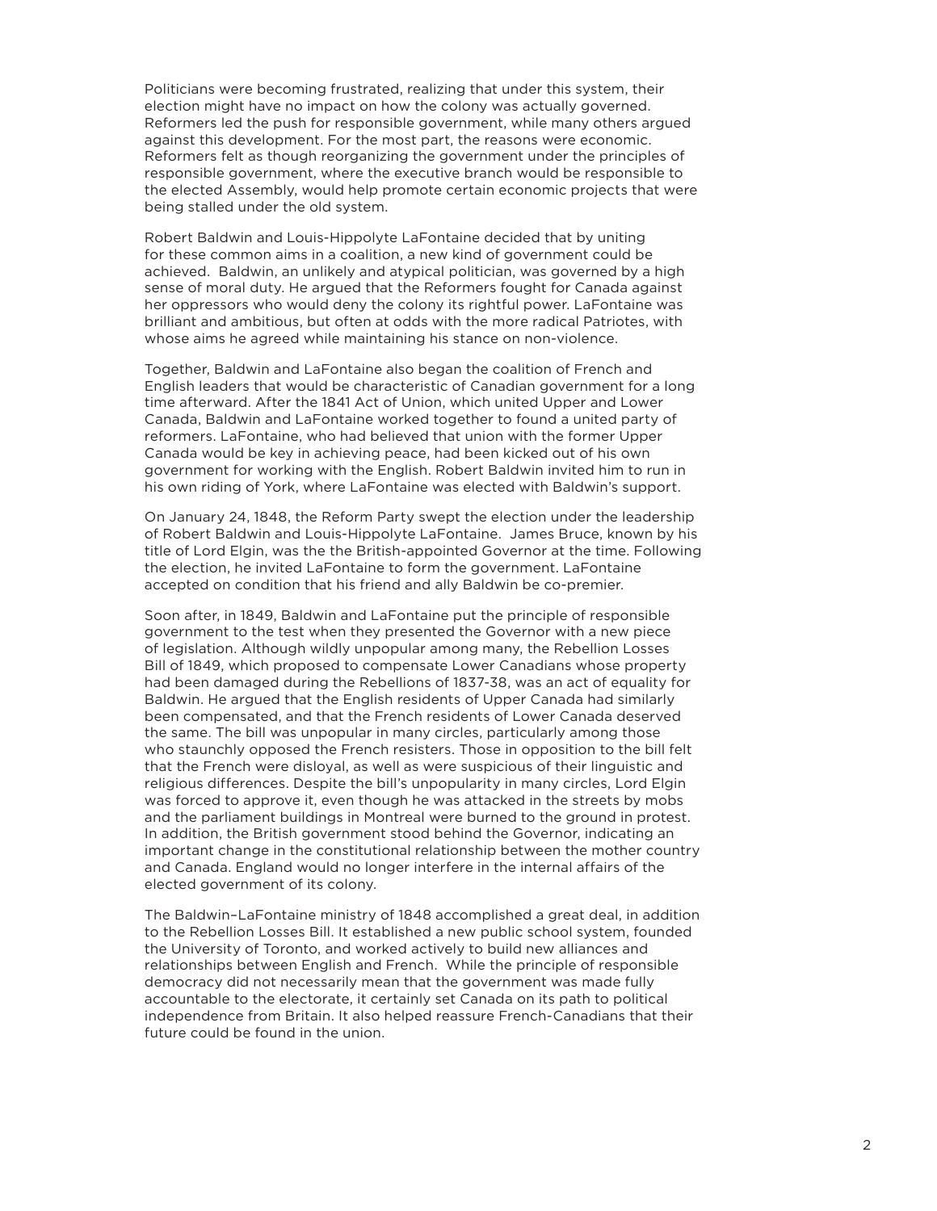Politicians were becoming frustrated, realizing that under this system, their election might have no impact on how the colony was actually governed. Reformers led the push for responsible government, while many others argued against this development. For the most part, the reasons were economic. Reformers felt as though reorganizing the government under the principles of responsible government, where the executive branch would be responsible to the elected Assembly, would help promote certain economic projects that were being stalled under the old system.

Robert Baldwin and Louis-Hippolyte LaFontaine decided that by uniting for these common aims in a coalition, a new kind of government could be achieved. Baldwin, an unlikely and atypical politician, was governed by a high sense of moral duty. He argued that the Reformers fought for Canada against her oppressors who would deny the colony its rightful power. LaFontaine was brilliant and ambitious, but often at odds with the more radical Patriotes, with whose aims he agreed while maintaining his stance on non-violence.

Together, Baldwin and LaFontaine also began the coalition of French and English leaders that would be characteristic of Canadian government for a long time afterward. After the 1841 Act of Union, which united Upper and Lower Canada, Baldwin and LaFontaine worked together to found a united party of reformers. LaFontaine, who had believed that union with the former Upper Canada would be key in achieving peace, had been kicked out of his own government for working with the English. Robert Baldwin invited him to run in his own riding of York, where LaFontaine was elected with Baldwin's support.

On January 24, 1848, the Reform Party swept the election under the leadership of Robert Baldwin and Louis-Hippolyte LaFontaine. James Bruce, known by his title of Lord Elgin, was the the British-appointed Governor at the time. Following the election, he invited LaFontaine to form the government. LaFontaine accepted on condition that his friend and ally Baldwin be co-premier.

Soon after, in 1849, Baldwin and LaFontaine put the principle of responsible government to the test when they presented the Governor with a new piece of legislation. Although wildly unpopular among many, the Rebellion Losses Bill of 1849, which proposed to compensate Lower Canadians whose property had been damaged during the Rebellions of 1837-38, was an act of equality for Baldwin. He argued that the English residents of Upper Canada had similarly been compensated, and that the French residents of Lower Canada deserved the same. The bill was unpopular in many circles, particularly among those who staunchly opposed the French resisters. Those in opposition to the bill felt that the French were disloyal, as well as were suspicious of their linguistic and religious differences. Despite the bill's unpopularity in many circles, Lord Elgin was forced to approve it, even though he was attacked in the streets by mobs and the parliament buildings in Montreal were burned to the ground in protest. In addition, the British government stood behind the Governor, indicating an important change in the constitutional relationship between the mother country and Canada. England would no longer interfere in the internal affairs of the elected government of its colony.

The Baldwin–LaFontaine ministry of 1848 accomplished a great deal, in addition to the Rebellion Losses Bill. It established a new public school system, founded the University of Toronto, and worked actively to build new alliances and relationships between English and French. While the principle of responsible democracy did not necessarily mean that the government was made fully accountable to the electorate, it certainly set Canada on its path to political independence from Britain. It also helped reassure French-Canadians that their future could be found in the union.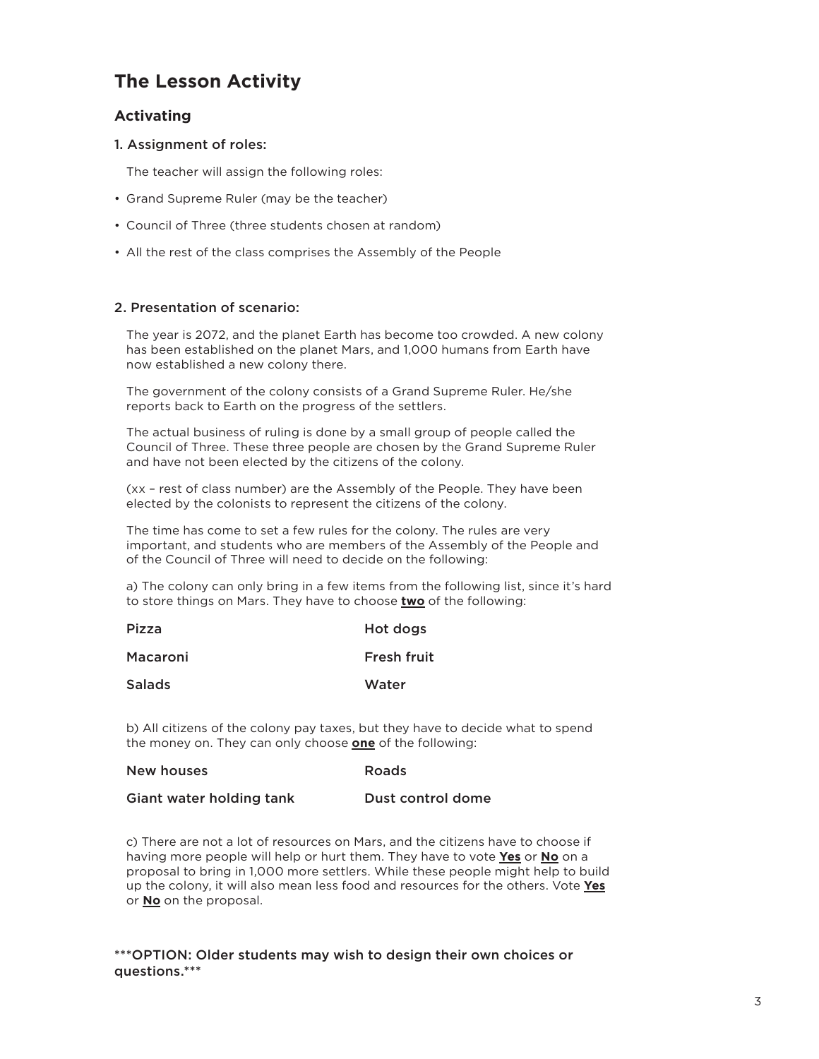## The Lesson Activity

### Activating

#### 1. Assignment of roles:

The teacher will assign the following roles:

- Grand Supreme Ruler (may be the teacher)
- Council of Three (three students chosen at random)
- All the rest of the class comprises the Assembly of the People

#### 2. Presentation of scenario:

The year is 2072, and the planet Earth has become too crowded. A new colony has been established on the planet Mars, and 1,000 humans from Earth have now established a new colony there.

The government of the colony consists of a Grand Supreme Ruler. He/she reports back to Earth on the progress of the settlers.

The actual business of ruling is done by a small group of people called the Council of Three. These three people are chosen by the Grand Supreme Ruler and have not been elected by the citizens of the colony.

(xx – rest of class number) are the Assembly of the People. They have been elected by the colonists to represent the citizens of the colony.

The time has come to set a few rules for the colony. The rules are very important, and students who are members of the Assembly of the People and of the Council of Three will need to decide on the following:

a) The colony can only bring in a few items from the following list, since it's hard to store things on Mars. They have to choose **two** of the following:

| | |
|---|---|
| Pizza | Hot dogs |
| Macaroni | Fresh fruit |
| Salads | Water |

b) All citizens of the colony pay taxes, but they have to decide what to spend the money on. They can only choose **one** of the following:

| | |
|---|---|
| New houses | Roads |
| Giant water holding tank | Dust control dome |

c) There are not a lot of resources on Mars, and the citizens have to choose if having more people will help or hurt them. They have to vote **Yes** or **No** on a proposal to bring in 1,000 more settlers. While these people might help to build up the colony, it will also mean less food and resources for the others. Vote **Yes** or **No** on the proposal.

***OPTION: Older students may wish to design their own choices or questions.***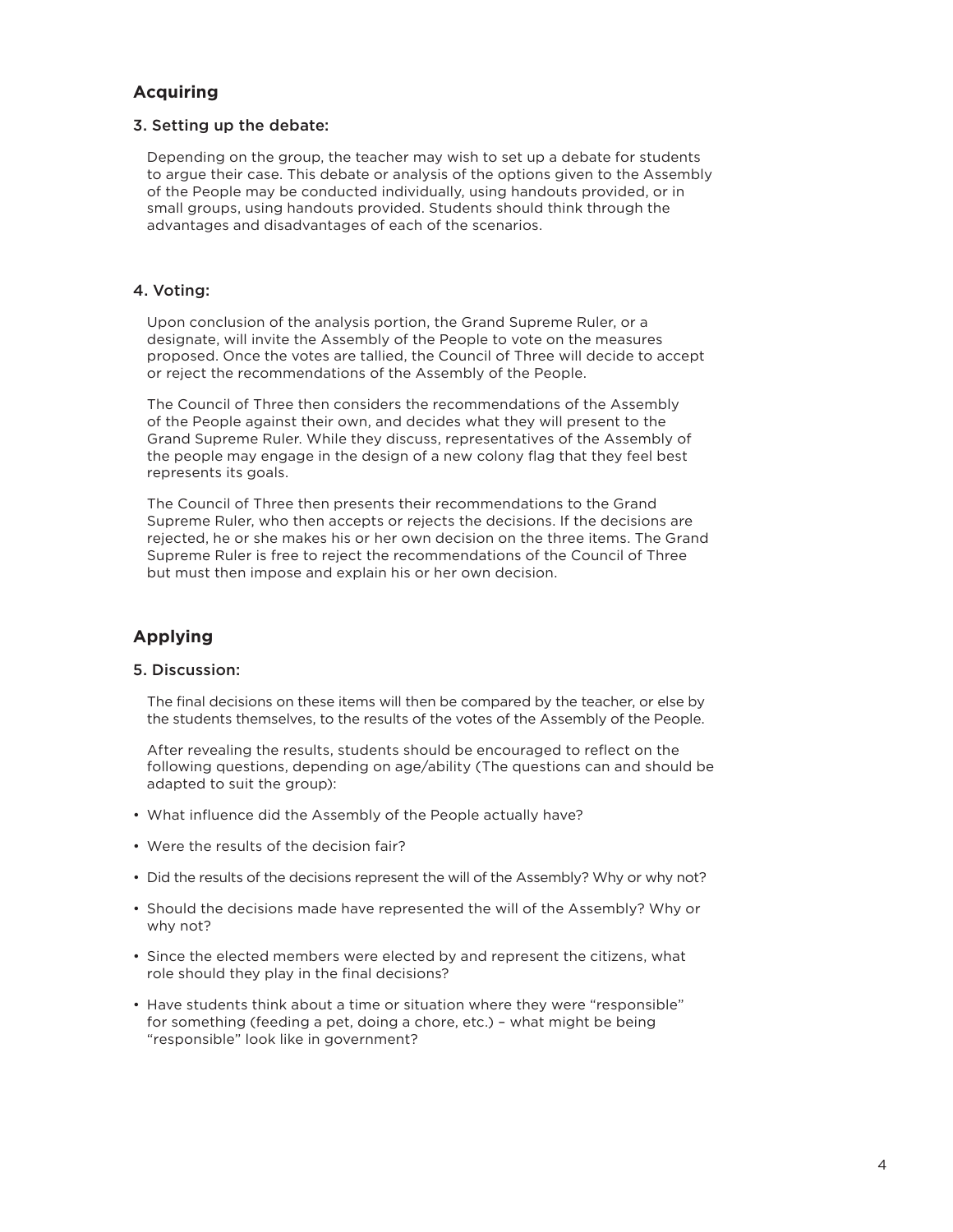## Acquiring

### 3. Setting up the debate:

Depending on the group, the teacher may wish to set up a debate for students to argue their case. This debate or analysis of the options given to the Assembly of the People may be conducted individually, using handouts provided, or in small groups, using handouts provided. Students should think through the advantages and disadvantages of each of the scenarios.

### 4. Voting:

Upon conclusion of the analysis portion, the Grand Supreme Ruler, or a designate, will invite the Assembly of the People to vote on the measures proposed. Once the votes are tallied, the Council of Three will decide to accept or reject the recommendations of the Assembly of the People.

The Council of Three then considers the recommendations of the Assembly of the People against their own, and decides what they will present to the Grand Supreme Ruler. While they discuss, representatives of the Assembly of the people may engage in the design of a new colony flag that they feel best represents its goals.

The Council of Three then presents their recommendations to the Grand Supreme Ruler, who then accepts or rejects the decisions. If the decisions are rejected, he or she makes his or her own decision on the three items. The Grand Supreme Ruler is free to reject the recommendations of the Council of Three but must then impose and explain his or her own decision.

## Applying

### 5. Discussion:

The final decisions on these items will then be compared by the teacher, or else by the students themselves, to the results of the votes of the Assembly of the People.

After revealing the results, students should be encouraged to reflect on the following questions, depending on age/ability (The questions can and should be adapted to suit the group):

- What influence did the Assembly of the People actually have?
- Were the results of the decision fair?
- Did the results of the decisions represent the will of the Assembly? Why or why not?
- Should the decisions made have represented the will of the Assembly? Why or why not?
- Since the elected members were elected by and represent the citizens, what role should they play in the final decisions?
- Have students think about a time or situation where they were "responsible" for something (feeding a pet, doing a chore, etc.) – what might be being "responsible" look like in government?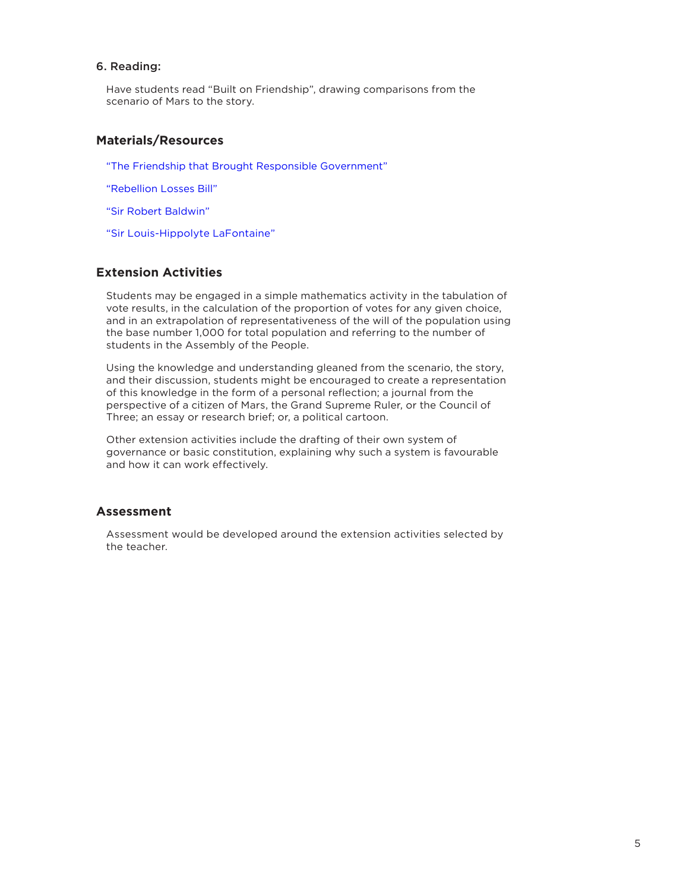### 6. Reading:

Have students read "Built on Friendship", drawing comparisons from the scenario of Mars to the story.

## Materials/Resources

"The Friendship that Brought Responsible Government"

"Rebellion Losses Bill"

"Sir Robert Baldwin"

"Sir Louis-Hippolyte LaFontaine"

## Extension Activities

Students may be engaged in a simple mathematics activity in the tabulation of vote results, in the calculation of the proportion of votes for any given choice, and in an extrapolation of representativeness of the will of the population using the base number 1,000 for total population and referring to the number of students in the Assembly of the People.

Using the knowledge and understanding gleaned from the scenario, the story, and their discussion, students might be encouraged to create a representation of this knowledge in the form of a personal reflection; a journal from the perspective of a citizen of Mars, the Grand Supreme Ruler, or the Council of Three; an essay or research brief; or, a political cartoon.

Other extension activities include the drafting of their own system of governance or basic constitution, explaining why such a system is favourable and how it can work effectively.

## Assessment

Assessment would be developed around the extension activities selected by the teacher.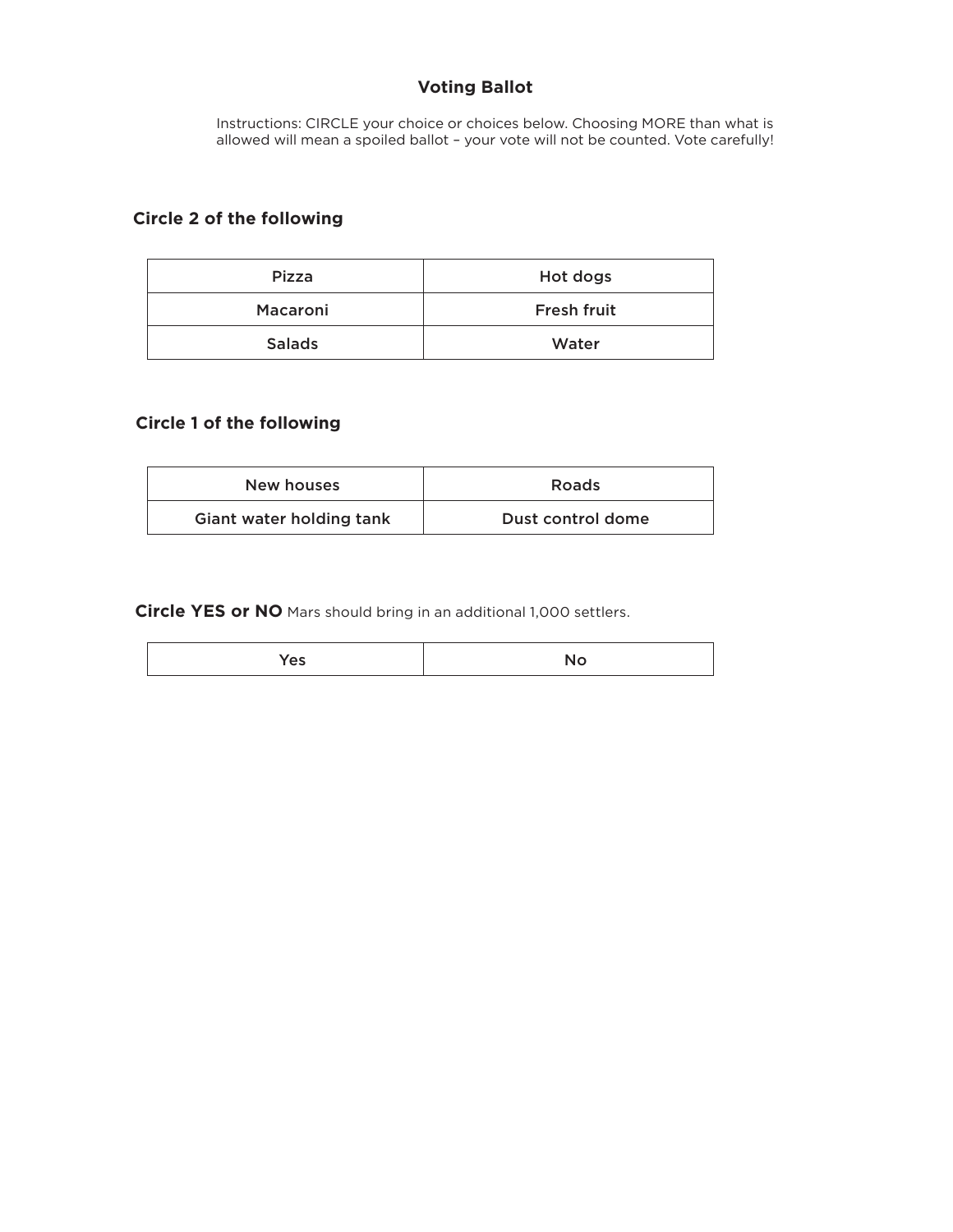# Voting Ballot

Instructions: CIRCLE your choice or choices below. Choosing MORE than what is allowed will mean a spoiled ballot – your vote will not be counted. Vote carefully!

**Circle 2 of the following**

| | |
|---|---|
| Pizza | Hot dogs |
| Macaroni | Fresh fruit |
| Salads | Water |

**Circle 1 of the following**

| | |
|---|---|
| New houses | Roads |
| Giant water holding tank | Dust control dome |

**Circle YES or NO** Mars should bring in an additional 1,000 settlers.

| | |
|---|---|
| Yes | No |